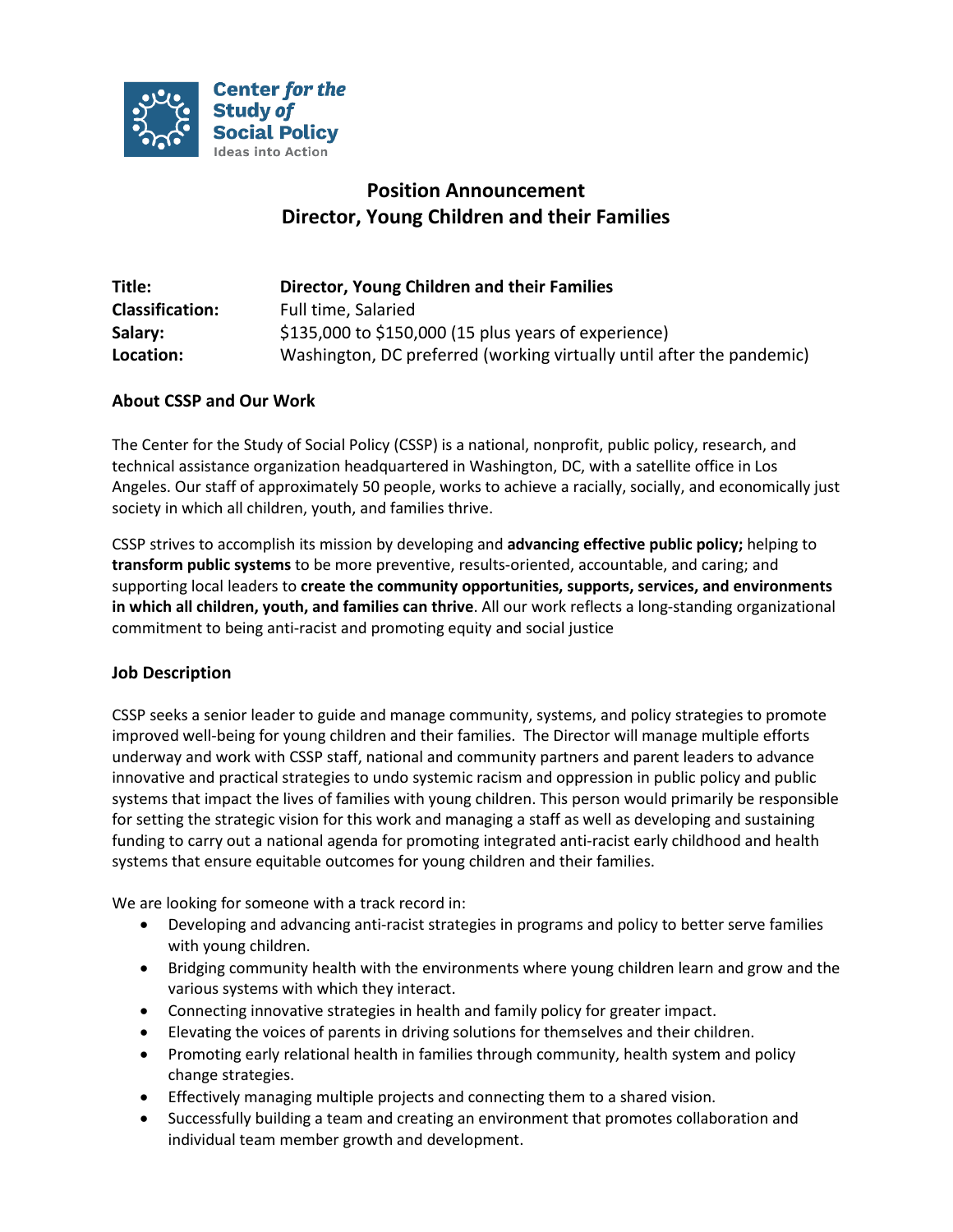Center *for the* Study *of* Social Policy
Ideas into Action

# Position Announcement
# Director, Young Children and their Families

| | |
|---|---|
| **Title:** | **Director, Young Children and their Families** |
| **Classification:** | Full time, Salaried |
| **Salary:** | $135,000 to $150,000 (15 plus years of experience) |
| **Location:** | Washington, DC preferred (working virtually until after the pandemic) |

## About CSSP and Our Work

The Center for the Study of Social Policy (CSSP) is a national, nonprofit, public policy, research, and technical assistance organization headquartered in Washington, DC, with a satellite office in Los Angeles. Our staff of approximately 50 people, works to achieve a racially, socially, and economically just society in which all children, youth, and families thrive.

CSSP strives to accomplish its mission by developing and **advancing effective public policy;** helping to **transform public systems** to be more preventive, results-oriented, accountable, and caring; and supporting local leaders to **create the community opportunities, supports, services, and environments in which all children, youth, and families can thrive**. All our work reflects a long-standing organizational commitment to being anti-racist and promoting equity and social justice

## Job Description

CSSP seeks a senior leader to guide and manage community, systems, and policy strategies to promote improved well-being for young children and their families. The Director will manage multiple efforts underway and work with CSSP staff, national and community partners and parent leaders to advance innovative and practical strategies to undo systemic racism and oppression in public policy and public systems that impact the lives of families with young children. This person would primarily be responsible for setting the strategic vision for this work and managing a staff as well as developing and sustaining funding to carry out a national agenda for promoting integrated anti-racist early childhood and health systems that ensure equitable outcomes for young children and their families.

We are looking for someone with a track record in:

- Developing and advancing anti-racist strategies in programs and policy to better serve families with young children.
- Bridging community health with the environments where young children learn and grow and the various systems with which they interact.
- Connecting innovative strategies in health and family policy for greater impact.
- Elevating the voices of parents in driving solutions for themselves and their children.
- Promoting early relational health in families through community, health system and policy change strategies.
- Effectively managing multiple projects and connecting them to a shared vision.
- Successfully building a team and creating an environment that promotes collaboration and individual team member growth and development.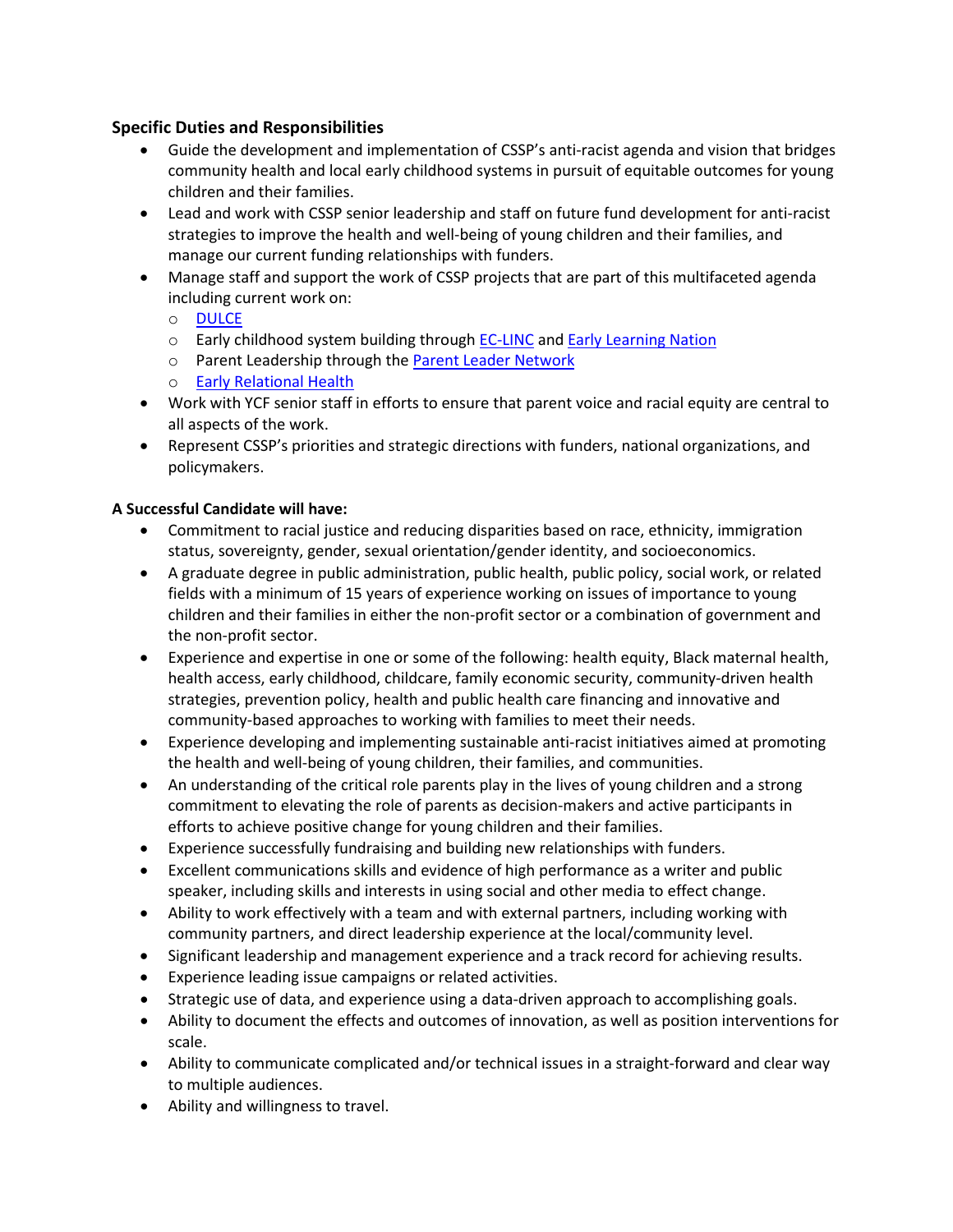### Specific Duties and Responsibilities

- Guide the development and implementation of CSSP's anti-racist agenda and vision that bridges community health and local early childhood systems in pursuit of equitable outcomes for young children and their families.
- Lead and work with CSSP senior leadership and staff on future fund development for anti-racist strategies to improve the health and well-being of young children and their families, and manage our current funding relationships with funders.
- Manage staff and support the work of CSSP projects that are part of this multifaceted agenda including current work on:
  - DULCE
  - Early childhood system building through EC-LINC and Early Learning Nation
  - Parent Leadership through the Parent Leader Network
  - Early Relational Health
- Work with YCF senior staff in efforts to ensure that parent voice and racial equity are central to all aspects of the work.
- Represent CSSP's priorities and strategic directions with funders, national organizations, and policymakers.

**A Successful Candidate will have:**

- Commitment to racial justice and reducing disparities based on race, ethnicity, immigration status, sovereignty, gender, sexual orientation/gender identity, and socioeconomics.
- A graduate degree in public administration, public health, public policy, social work, or related fields with a minimum of 15 years of experience working on issues of importance to young children and their families in either the non-profit sector or a combination of government and the non-profit sector.
- Experience and expertise in one or some of the following: health equity, Black maternal health, health access, early childhood, childcare, family economic security, community-driven health strategies, prevention policy, health and public health care financing and innovative and community-based approaches to working with families to meet their needs.
- Experience developing and implementing sustainable anti-racist initiatives aimed at promoting the health and well-being of young children, their families, and communities.
- An understanding of the critical role parents play in the lives of young children and a strong commitment to elevating the role of parents as decision-makers and active participants in efforts to achieve positive change for young children and their families.
- Experience successfully fundraising and building new relationships with funders.
- Excellent communications skills and evidence of high performance as a writer and public speaker, including skills and interests in using social and other media to effect change.
- Ability to work effectively with a team and with external partners, including working with community partners, and direct leadership experience at the local/community level.
- Significant leadership and management experience and a track record for achieving results.
- Experience leading issue campaigns or related activities.
- Strategic use of data, and experience using a data-driven approach to accomplishing goals.
- Ability to document the effects and outcomes of innovation, as well as position interventions for scale.
- Ability to communicate complicated and/or technical issues in a straight-forward and clear way to multiple audiences.
- Ability and willingness to travel.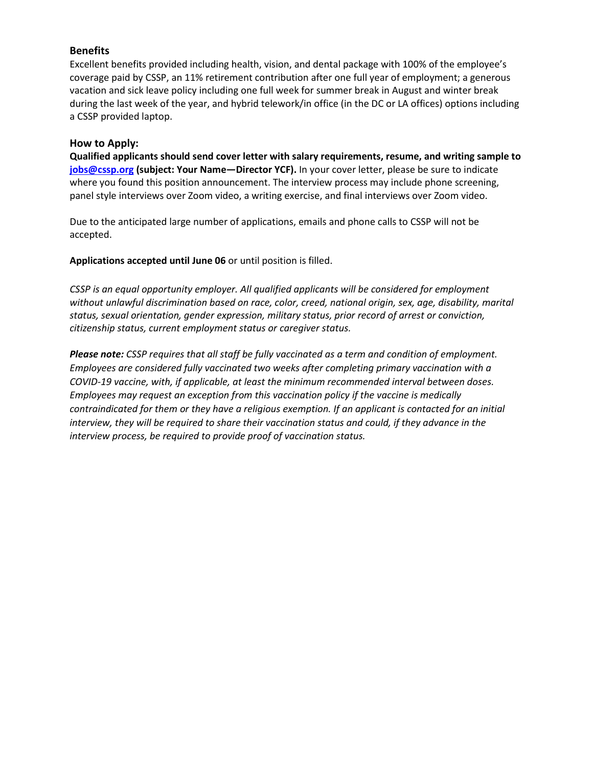## Benefits

Excellent benefits provided including health, vision, and dental package with 100% of the employee's coverage paid by CSSP, an 11% retirement contribution after one full year of employment; a generous vacation and sick leave policy including one full week for summer break in August and winter break during the last week of the year, and hybrid telework/in office (in the DC or LA offices) options including a CSSP provided laptop.

## How to Apply:

**Qualified applicants should send cover letter with salary requirements, resume, and writing sample to [jobs@cssp.org](mailto:jobs@cssp.org) (subject: Your Name—Director YCF).** In your cover letter, please be sure to indicate where you found this position announcement. The interview process may include phone screening, panel style interviews over Zoom video, a writing exercise, and final interviews over Zoom video.

Due to the anticipated large number of applications, emails and phone calls to CSSP will not be accepted.

**Applications accepted until June 06** or until position is filled.

*CSSP is an equal opportunity employer. All qualified applicants will be considered for employment without unlawful discrimination based on race, color, creed, national origin, sex, age, disability, marital status, sexual orientation, gender expression, military status, prior record of arrest or conviction, citizenship status, current employment status or caregiver status.*

***Please note:*** *CSSP requires that all staff be fully vaccinated as a term and condition of employment. Employees are considered fully vaccinated two weeks after completing primary vaccination with a COVID-19 vaccine, with, if applicable, at least the minimum recommended interval between doses. Employees may request an exception from this vaccination policy if the vaccine is medically contraindicated for them or they have a religious exemption. If an applicant is contacted for an initial interview, they will be required to share their vaccination status and could, if they advance in the interview process, be required to provide proof of vaccination status.*